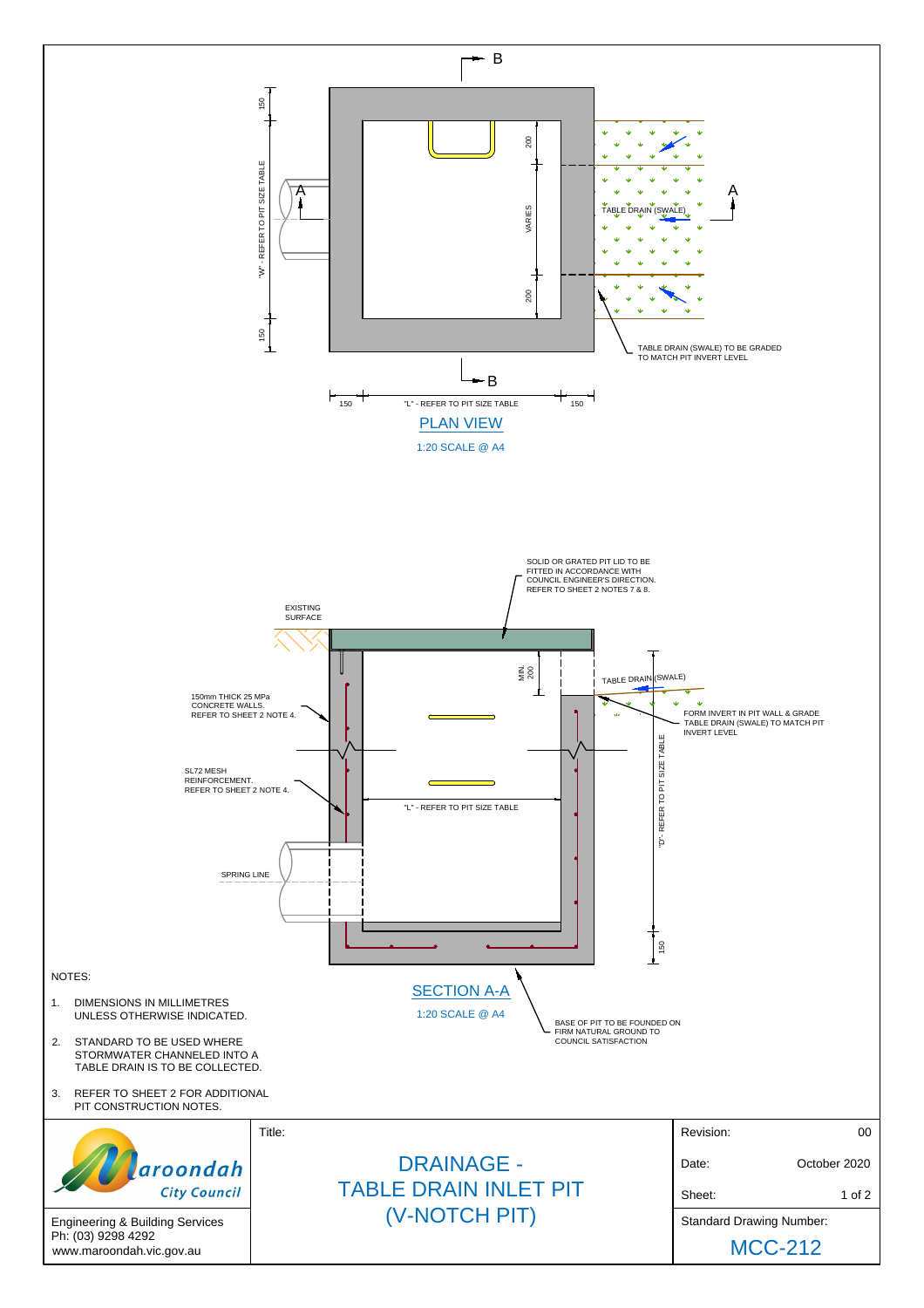## PLAN VIEW

1:20 SCALE @ A4

- 150
- "W" - REFER TO PIT SIZE TABLE
- 150
- 200
- VARIES
- 200
- 150
- "L" - REFER TO PIT SIZE TABLE
- 150
- TABLE DRAIN (SWALE)
- TABLE DRAIN (SWALE) TO BE GRADED TO MATCH PIT INVERT LEVEL

## SECTION A-A

1:20 SCALE @ A4

- SOLID OR GRATED PIT LID TO BE FITTED IN ACCORDANCE WITH COUNCIL ENGINEER'S DIRECTION. REFER TO SHEET 2 NOTES 7 & 8.
- EXISTING SURFACE
- MIN. 200
- TABLE DRAIN (SWALE)
- FORM INVERT IN PIT WALL & GRADE TABLE DRAIN (SWALE) TO MATCH PIT INVERT LEVEL
- 150mm THICK 25 MPa CONCRETE WALLS. REFER TO SHEET 2 NOTE 4.
- SL72 MESH REINFORCEMENT. REFER TO SHEET 2 NOTE 4.
- "L" - REFER TO PIT SIZE TABLE
- "D" - REFER TO PIT SIZE TABLE
- SPRING LINE
- 150
- BASE OF PIT TO BE FOUNDED ON FIRM NATURAL GROUND TO COUNCIL SATISFACTION

NOTES:

1. DIMENSIONS IN MILLIMETRES UNLESS OTHERWISE INDICATED.
2. STANDARD TO BE USED WHERE STORMWATER CHANNELED INTO A TABLE DRAIN IS TO BE COLLECTED.
3. REFER TO SHEET 2 FOR ADDITIONAL PIT CONSTRUCTION NOTES.

| Maroondah City Council | Title: | Revision: | 00 |
|---|---|---|---|
| Engineering & Building Services<br>Ph: (03) 9298 4292<br>www.maroondah.vic.gov.au | DRAINAGE - TABLE DRAIN INLET PIT (V-NOTCH PIT) | Date: | October 2020 |
| | | Sheet: | 1 of 2 |
| | | Standard Drawing Number: | MCC-212 |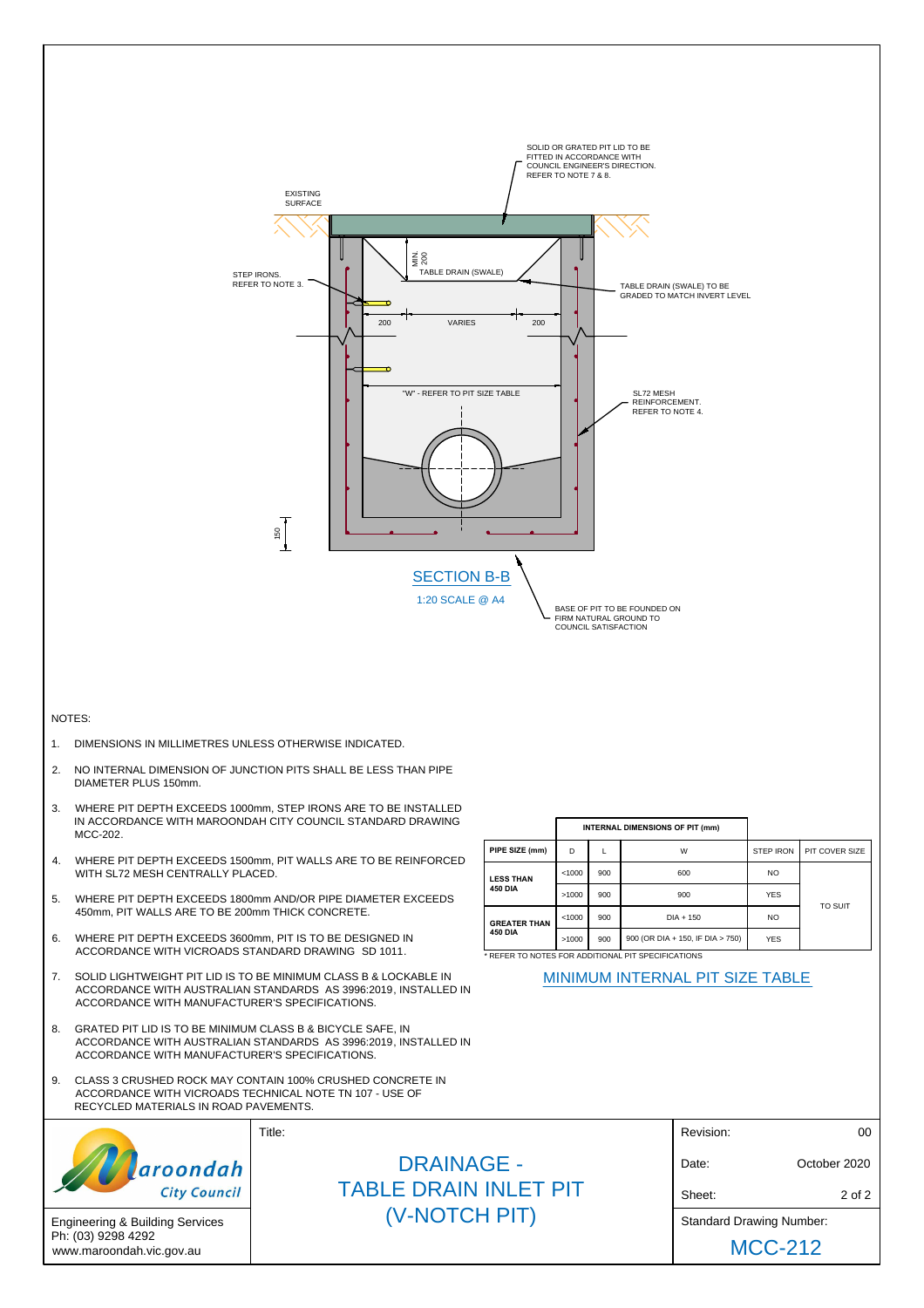EXISTING SURFACE

SOLID OR GRATED PIT LID TO BE FITTED IN ACCORDANCE WITH COUNCIL ENGINEER'S DIRECTION. REFER TO NOTE 7 & 8.

STEP IRONS. REFER TO NOTE 3.

MIN. 200

TABLE DRAIN (SWALE)

TABLE DRAIN (SWALE) TO BE GRADED TO MATCH INVERT LEVEL

200

VARIES

200

"W" - REFER TO PIT SIZE TABLE

SL72 MESH REINFORCEMENT. REFER TO NOTE 4.

150

## SECTION B-B

1:20 SCALE @ A4

BASE OF PIT TO BE FOUNDED ON FIRM NATURAL GROUND TO COUNCIL SATISFACTION

NOTES:

1. DIMENSIONS IN MILLIMETRES UNLESS OTHERWISE INDICATED.
2. NO INTERNAL DIMENSION OF JUNCTION PITS SHALL BE LESS THAN PIPE DIAMETER PLUS 150mm.
3. WHERE PIT DEPTH EXCEEDS 1000mm, STEP IRONS ARE TO BE INSTALLED IN ACCORDANCE WITH MAROONDAH CITY COUNCIL STANDARD DRAWING MCC-202.
4. WHERE PIT DEPTH EXCEEDS 1500mm, PIT WALLS ARE TO BE REINFORCED WITH SL72 MESH CENTRALLY PLACED.
5. WHERE PIT DEPTH EXCEEDS 1800mm AND/OR PIPE DIAMETER EXCEEDS 450mm, PIT WALLS ARE TO BE 200mm THICK CONCRETE.
6. WHERE PIT DEPTH EXCEEDS 3600mm, PIT IS TO BE DESIGNED IN ACCORDANCE WITH VICROADS STANDARD DRAWING SD 1011.
7. SOLID LIGHTWEIGHT PIT LID IS TO BE MINIMUM CLASS B & LOCKABLE IN ACCORDANCE WITH AUSTRALIAN STANDARDS AS 3996:2019, INSTALLED IN ACCORDANCE WITH MANUFACTURER'S SPECIFICATIONS.
8. GRATED PIT LID IS TO BE MINIMUM CLASS B & BICYCLE SAFE, IN ACCORDANCE WITH AUSTRALIAN STANDARDS AS 3996:2019, INSTALLED IN ACCORDANCE WITH MANUFACTURER'S SPECIFICATIONS.
9. CLASS 3 CRUSHED ROCK MAY CONTAIN 100% CRUSHED CONCRETE IN ACCORDANCE WITH VICROADS TECHNICAL NOTE TN 107 - USE OF RECYCLED MATERIALS IN ROAD PAVEMENTS.

| | INTERNAL DIMENSIONS OF PIT (mm) | | | | |
|---|---|---|---|---|---|
| PIPE SIZE (mm) | D | L | W | STEP IRON | PIT COVER SIZE |
| LESS THAN 450 DIA | <1000 | 900 | 600 | NO | TO SUIT |
| | >1000 | 900 | 900 | YES | |
| GREATER THAN 450 DIA | <1000 | 900 | DIA + 150 | NO | |
| | >1000 | 900 | 900 (OR DIA + 150, IF DIA > 750) | YES | |

* REFER TO NOTES FOR ADDITIONAL PIT SPECIFICATIONS

## MINIMUM INTERNAL PIT SIZE TABLE

Maroondah City Council

Engineering & Building Services
Ph: (03) 9298 4292
www.maroondah.vic.gov.au

Title:

# DRAINAGE - TABLE DRAIN INLET PIT (V-NOTCH PIT)

Revision: 00

Date: October 2020

Sheet: 2 of 2

Standard Drawing Number:

MCC-212